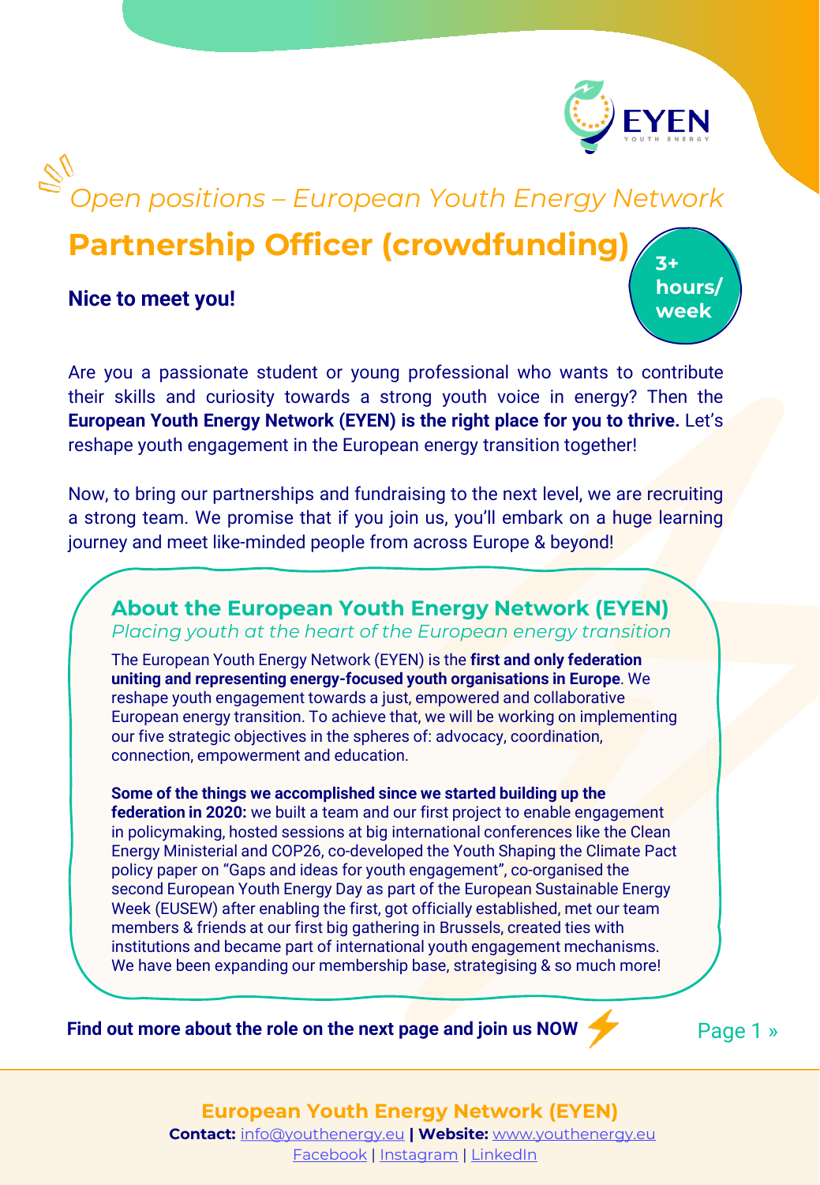*Open positions – European Youth Energy Network*

# Partnership Officer (crowdfunding)

**3+ hours/ week**

**Nice to meet you!**

Are you a passionate student or young professional who wants to contribute their skills and curiosity towards a strong youth voice in energy? Then the **European Youth Energy Network (EYEN) is the right place for you to thrive.** Let's reshape youth engagement in the European energy transition together!

Now, to bring our partnerships and fundraising to the next level, we are recruiting a strong team. We promise that if you join us, you'll embark on a huge learning journey and meet like-minded people from across Europe & beyond!

## About the European Youth Energy Network (EYEN)

*Placing youth at the heart of the European energy transition*

The European Youth Energy Network (EYEN) is the **first and only federation uniting and representing energy-focused youth organisations in Europe**. We reshape youth engagement towards a just, empowered and collaborative European energy transition. To achieve that, we will be working on implementing our five strategic objectives in the spheres of: advocacy, coordination, connection, empowerment and education.

**Some of the things we accomplished since we started building up the federation in 2020:** we built a team and our first project to enable engagement in policymaking, hosted sessions at big international conferences like the Clean Energy Ministerial and COP26, co-developed the Youth Shaping the Climate Pact policy paper on "Gaps and ideas for youth engagement", co-organised the second European Youth Energy Day as part of the European Sustainable Energy Week (EUSEW) after enabling the first, got officially established, met our team members & friends at our first big gathering in Brussels, created ties with institutions and became part of international youth engagement mechanisms. We have been expanding our membership base, strategising & so much more!

**Find out more about the role on the next page and join us NOW** ⚡

**European Youth Energy Network (EYEN)**

**Contact:** info@youthenergy.eu **| Website:** www.youthenergy.eu

Facebook | Instagram | LinkedIn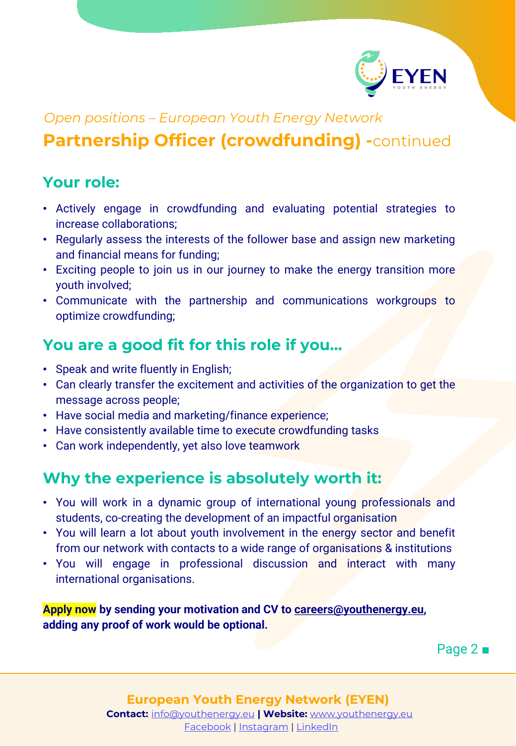*Open positions – European Youth Energy Network*

# Partnership Officer (crowdfunding) -continued

## Your role:

- Actively engage in crowdfunding and evaluating potential strategies to increase collaborations;
- Regularly assess the interests of the follower base and assign new marketing and financial means for funding;
- Exciting people to join us in our journey to make the energy transition more youth involved;
- Communicate with the partnership and communications workgroups to optimize crowdfunding;

## You are a good fit for this role if you...

- Speak and write fluently in English;
- Can clearly transfer the excitement and activities of the organization to get the message across people;
- Have social media and marketing/finance experience;
- Have consistently available time to execute crowdfunding tasks
- Can work independently, yet also love teamwork

## Why the experience is absolutely worth it:

- You will work in a dynamic group of international young professionals and students, co-creating the development of an impactful organisation
- You will learn a lot about youth involvement in the energy sector and benefit from our network with contacts to a wide range of organisations & institutions
- You will engage in professional discussion and interact with many international organisations.

**Apply now by sending your motivation and CV to careers@youthenergy.eu, adding any proof of work would be optional.**

**European Youth Energy Network (EYEN)**
**Contact:** info@youthenergy.eu **| Website:** www.youthenergy.eu
Facebook | Instagram | LinkedIn